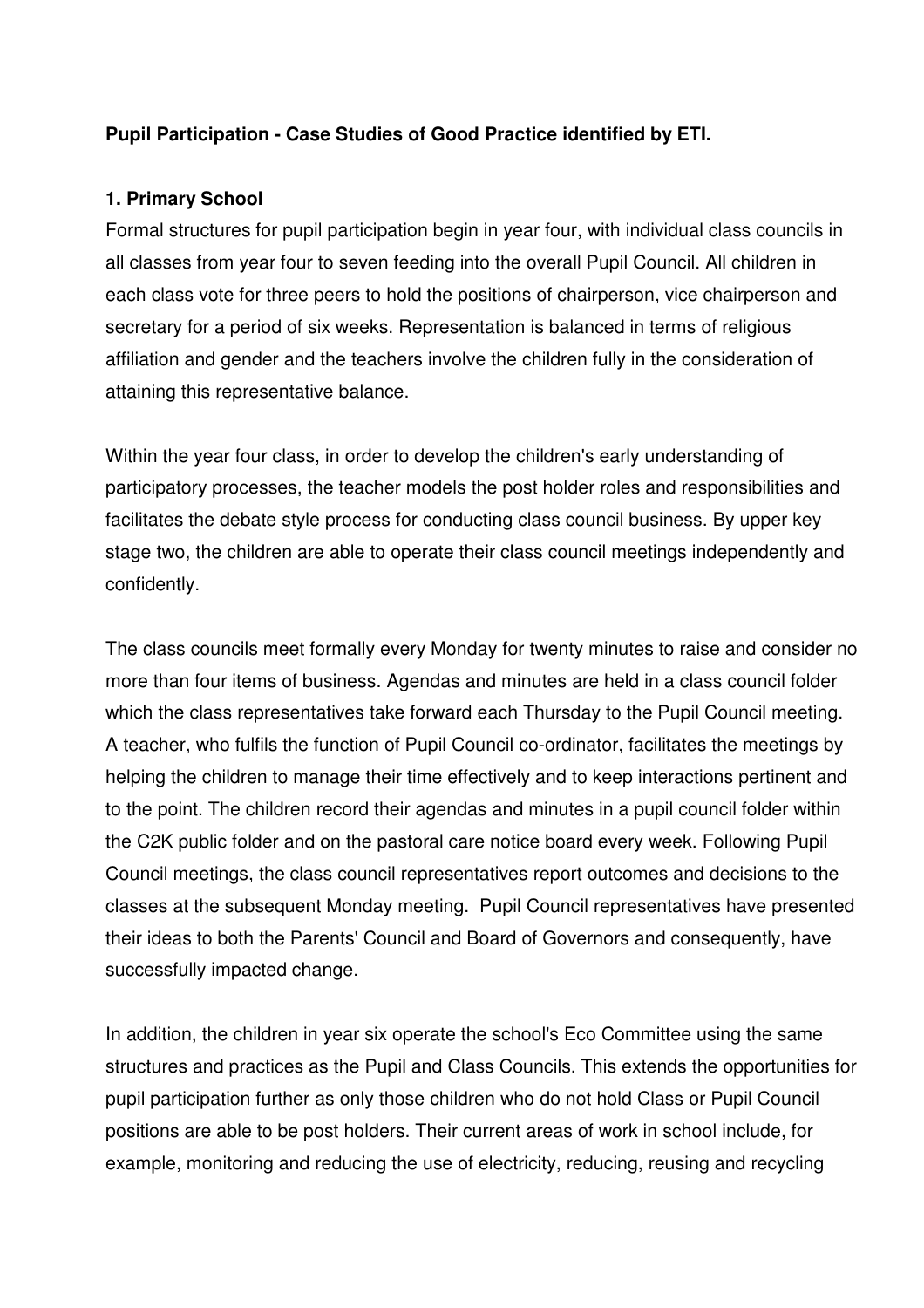**Pupil Participation - Case Studies of Good Practice identified by ETI.**

**1. Primary School**

Formal structures for pupil participation begin in year four, with individual class councils in all classes from year four to seven feeding into the overall Pupil Council. All children in each class vote for three peers to hold the positions of chairperson, vice chairperson and secretary for a period of six weeks. Representation is balanced in terms of religious affiliation and gender and the teachers involve the children fully in the consideration of attaining this representative balance.

Within the year four class, in order to develop the children's early understanding of participatory processes, the teacher models the post holder roles and responsibilities and facilitates the debate style process for conducting class council business. By upper key stage two, the children are able to operate their class council meetings independently and confidently.

The class councils meet formally every Monday for twenty minutes to raise and consider no more than four items of business. Agendas and minutes are held in a class council folder which the class representatives take forward each Thursday to the Pupil Council meeting. A teacher, who fulfils the function of Pupil Council co-ordinator, facilitates the meetings by helping the children to manage their time effectively and to keep interactions pertinent and to the point. The children record their agendas and minutes in a pupil council folder within the C2K public folder and on the pastoral care notice board every week. Following Pupil Council meetings, the class council representatives report outcomes and decisions to the classes at the subsequent Monday meeting. Pupil Council representatives have presented their ideas to both the Parents' Council and Board of Governors and consequently, have successfully impacted change.

In addition, the children in year six operate the school's Eco Committee using the same structures and practices as the Pupil and Class Councils. This extends the opportunities for pupil participation further as only those children who do not hold Class or Pupil Council positions are able to be post holders. Their current areas of work in school include, for example, monitoring and reducing the use of electricity, reducing, reusing and recycling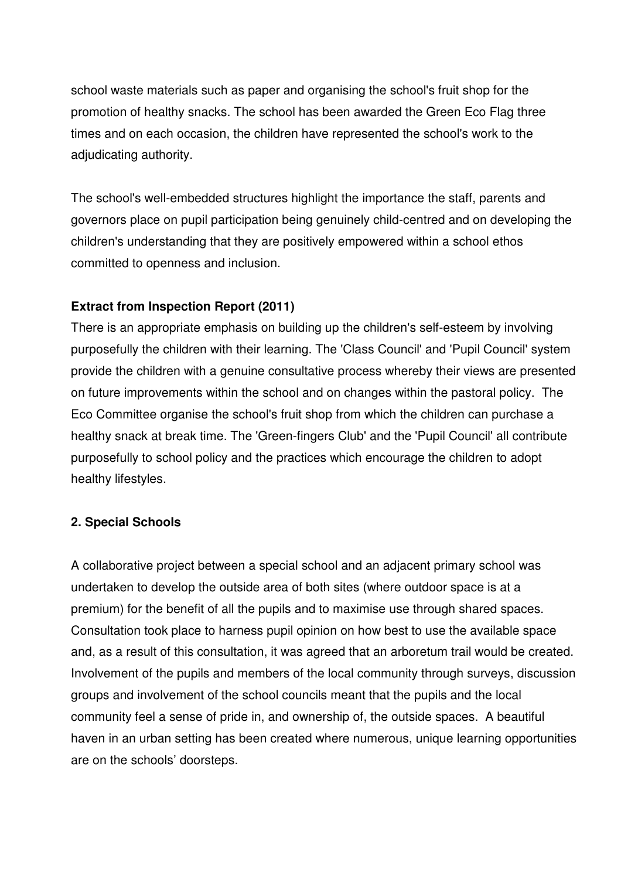school waste materials such as paper and organising the school's fruit shop for the promotion of healthy snacks. The school has been awarded the Green Eco Flag three times and on each occasion, the children have represented the school's work to the adjudicating authority.

The school's well-embedded structures highlight the importance the staff, parents and governors place on pupil participation being genuinely child-centred and on developing the children's understanding that they are positively empowered within a school ethos committed to openness and inclusion.

**Extract from Inspection Report (2011)**

There is an appropriate emphasis on building up the children's self-esteem by involving purposefully the children with their learning. The 'Class Council' and 'Pupil Council' system provide the children with a genuine consultative process whereby their views are presented on future improvements within the school and on changes within the pastoral policy. The Eco Committee organise the school's fruit shop from which the children can purchase a healthy snack at break time. The 'Green-fingers Club' and the 'Pupil Council' all contribute purposefully to school policy and the practices which encourage the children to adopt healthy lifestyles.

**2. Special Schools**

A collaborative project between a special school and an adjacent primary school was undertaken to develop the outside area of both sites (where outdoor space is at a premium) for the benefit of all the pupils and to maximise use through shared spaces. Consultation took place to harness pupil opinion on how best to use the available space and, as a result of this consultation, it was agreed that an arboretum trail would be created. Involvement of the pupils and members of the local community through surveys, discussion groups and involvement of the school councils meant that the pupils and the local community feel a sense of pride in, and ownership of, the outside spaces. A beautiful haven in an urban setting has been created where numerous, unique learning opportunities are on the schools' doorsteps.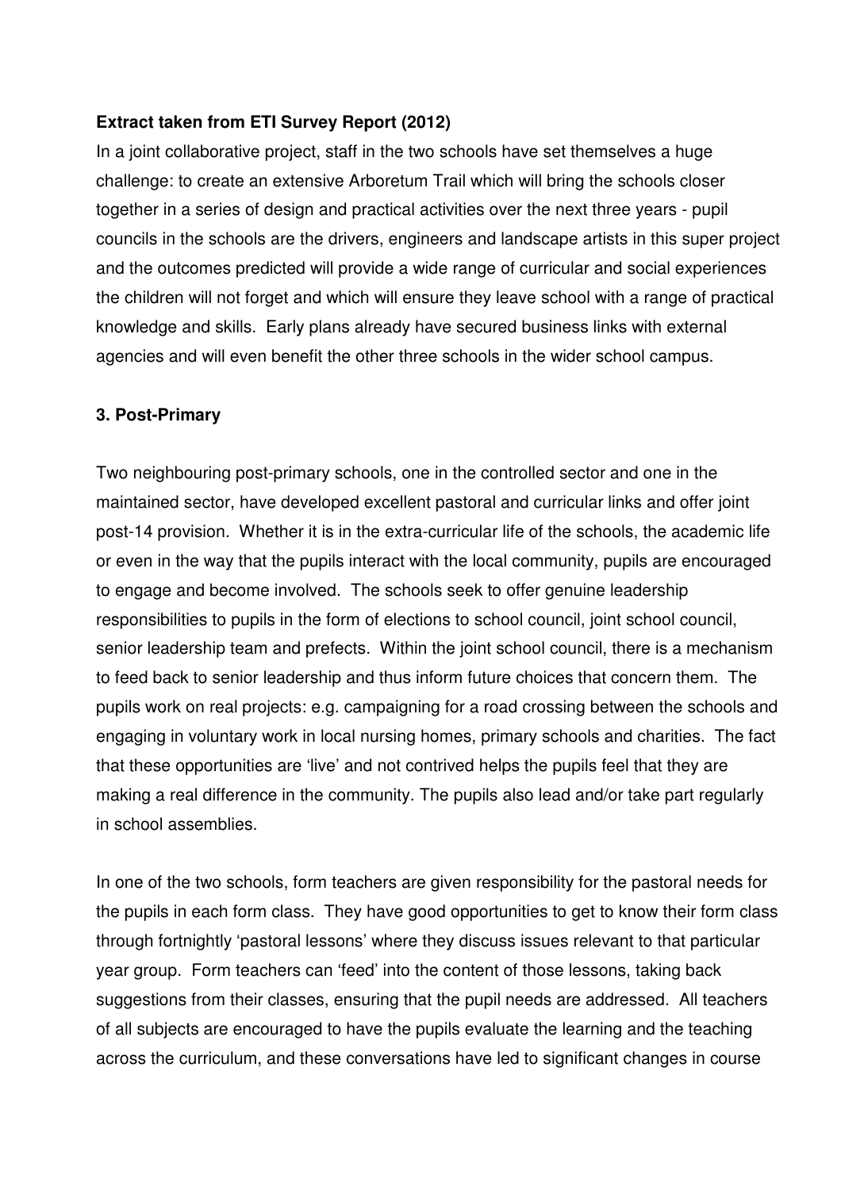**Extract taken from ETI Survey Report (2012)**

In a joint collaborative project, staff in the two schools have set themselves a huge challenge: to create an extensive Arboretum Trail which will bring the schools closer together in a series of design and practical activities over the next three years - pupil councils in the schools are the drivers, engineers and landscape artists in this super project and the outcomes predicted will provide a wide range of curricular and social experiences the children will not forget and which will ensure they leave school with a range of practical knowledge and skills. Early plans already have secured business links with external agencies and will even benefit the other three schools in the wider school campus.

### 3. Post-Primary

Two neighbouring post-primary schools, one in the controlled sector and one in the maintained sector, have developed excellent pastoral and curricular links and offer joint post-14 provision. Whether it is in the extra-curricular life of the schools, the academic life or even in the way that the pupils interact with the local community, pupils are encouraged to engage and become involved. The schools seek to offer genuine leadership responsibilities to pupils in the form of elections to school council, joint school council, senior leadership team and prefects. Within the joint school council, there is a mechanism to feed back to senior leadership and thus inform future choices that concern them. The pupils work on real projects: e.g. campaigning for a road crossing between the schools and engaging in voluntary work in local nursing homes, primary schools and charities. The fact that these opportunities are 'live' and not contrived helps the pupils feel that they are making a real difference in the community. The pupils also lead and/or take part regularly in school assemblies.

In one of the two schools, form teachers are given responsibility for the pastoral needs for the pupils in each form class. They have good opportunities to get to know their form class through fortnightly 'pastoral lessons' where they discuss issues relevant to that particular year group. Form teachers can 'feed' into the content of those lessons, taking back suggestions from their classes, ensuring that the pupil needs are addressed. All teachers of all subjects are encouraged to have the pupils evaluate the learning and the teaching across the curriculum, and these conversations have led to significant changes in course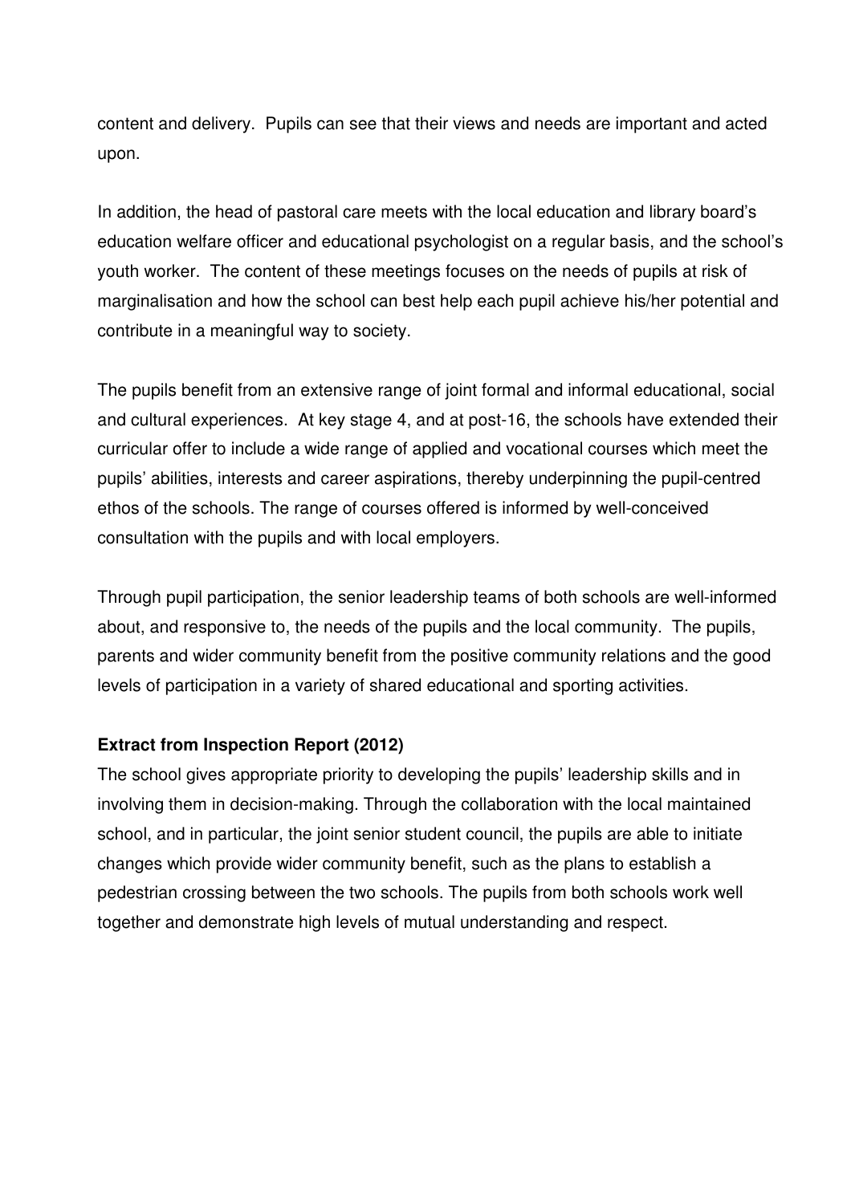content and delivery. Pupils can see that their views and needs are important and acted upon.

In addition, the head of pastoral care meets with the local education and library board's education welfare officer and educational psychologist on a regular basis, and the school's youth worker. The content of these meetings focuses on the needs of pupils at risk of marginalisation and how the school can best help each pupil achieve his/her potential and contribute in a meaningful way to society.

The pupils benefit from an extensive range of joint formal and informal educational, social and cultural experiences. At key stage 4, and at post-16, the schools have extended their curricular offer to include a wide range of applied and vocational courses which meet the pupils' abilities, interests and career aspirations, thereby underpinning the pupil-centred ethos of the schools. The range of courses offered is informed by well-conceived consultation with the pupils and with local employers.

Through pupil participation, the senior leadership teams of both schools are well-informed about, and responsive to, the needs of the pupils and the local community. The pupils, parents and wider community benefit from the positive community relations and the good levels of participation in a variety of shared educational and sporting activities.

**Extract from Inspection Report (2012)**

The school gives appropriate priority to developing the pupils' leadership skills and in involving them in decision-making. Through the collaboration with the local maintained school, and in particular, the joint senior student council, the pupils are able to initiate changes which provide wider community benefit, such as the plans to establish a pedestrian crossing between the two schools. The pupils from both schools work well together and demonstrate high levels of mutual understanding and respect.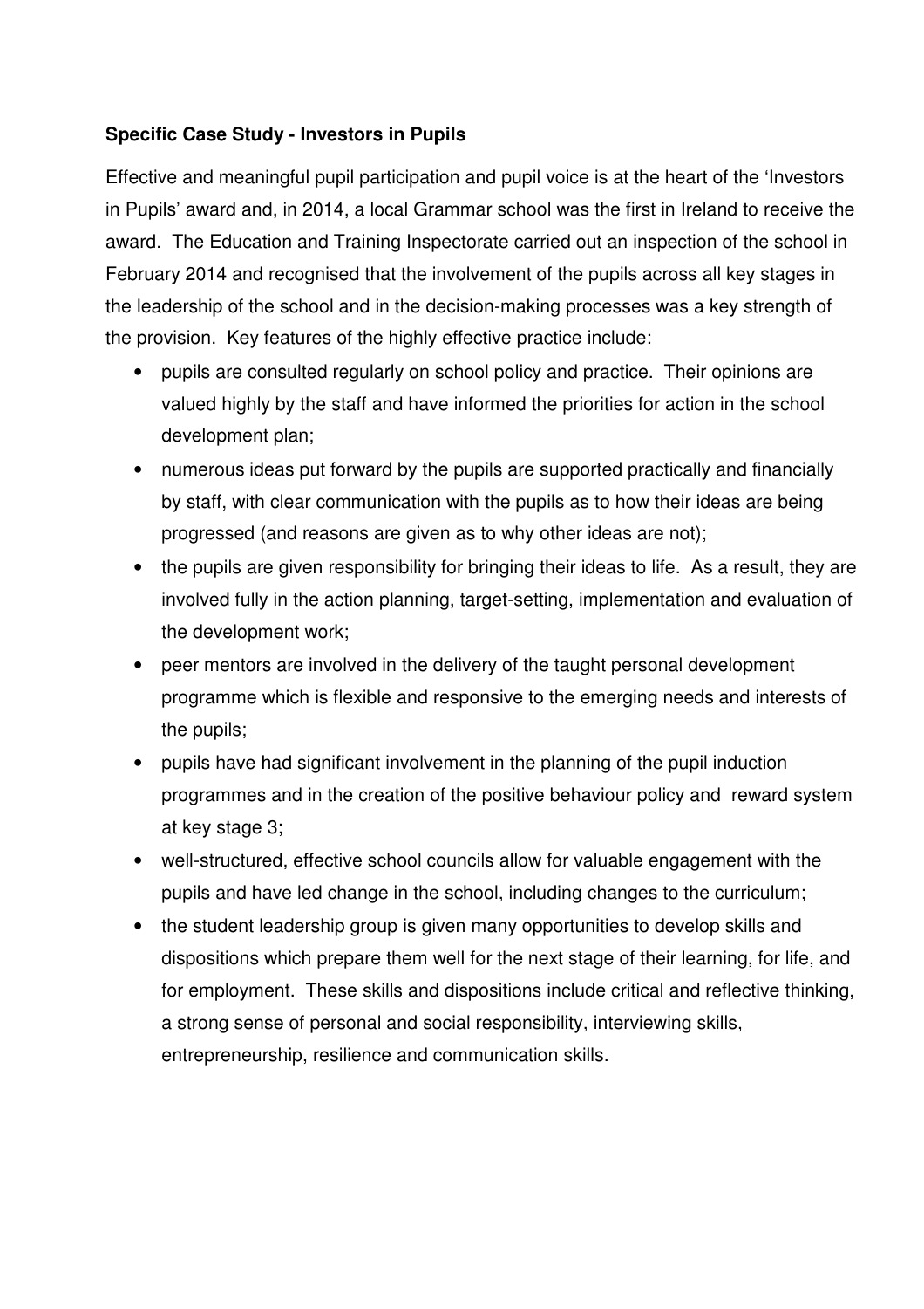**Specific Case Study - Investors in Pupils**

Effective and meaningful pupil participation and pupil voice is at the heart of the 'Investors in Pupils' award and, in 2014, a local Grammar school was the first in Ireland to receive the award. The Education and Training Inspectorate carried out an inspection of the school in February 2014 and recognised that the involvement of the pupils across all key stages in the leadership of the school and in the decision-making processes was a key strength of the provision. Key features of the highly effective practice include:

- pupils are consulted regularly on school policy and practice. Their opinions are valued highly by the staff and have informed the priorities for action in the school development plan;
- numerous ideas put forward by the pupils are supported practically and financially by staff, with clear communication with the pupils as to how their ideas are being progressed (and reasons are given as to why other ideas are not);
- the pupils are given responsibility for bringing their ideas to life. As a result, they are involved fully in the action planning, target-setting, implementation and evaluation of the development work;
- peer mentors are involved in the delivery of the taught personal development programme which is flexible and responsive to the emerging needs and interests of the pupils;
- pupils have had significant involvement in the planning of the pupil induction programmes and in the creation of the positive behaviour policy and reward system at key stage 3;
- well-structured, effective school councils allow for valuable engagement with the pupils and have led change in the school, including changes to the curriculum;
- the student leadership group is given many opportunities to develop skills and dispositions which prepare them well for the next stage of their learning, for life, and for employment. These skills and dispositions include critical and reflective thinking, a strong sense of personal and social responsibility, interviewing skills, entrepreneurship, resilience and communication skills.